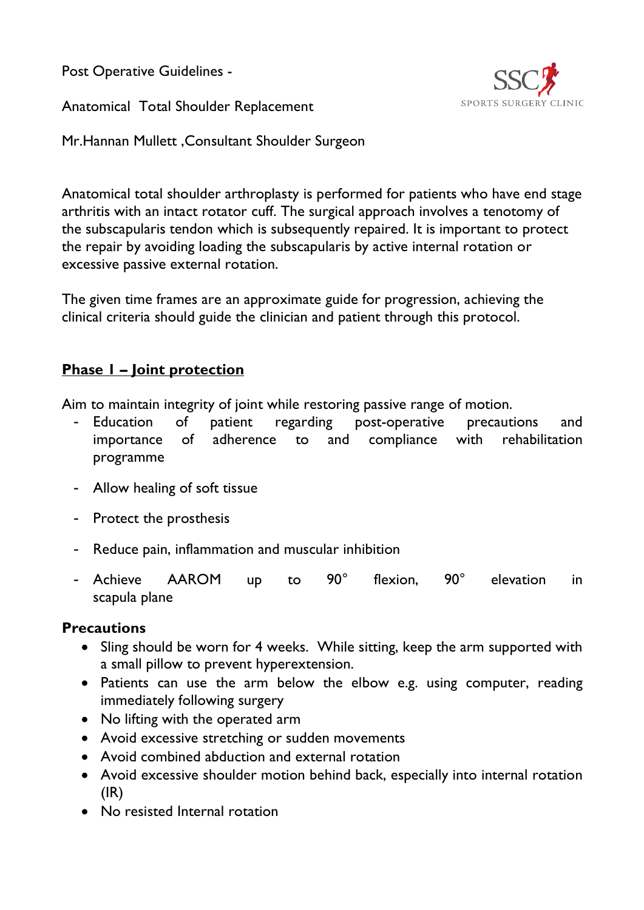Post Operative Guidelines -

Anatomical Total Shoulder Replacement

Mr.Hannan Mullett ,Consultant Shoulder Surgeon

Anatomical total shoulder arthroplasty is performed for patients who have end stage arthritis with an intact rotator cuff. The surgical approach involves a tenotomy of the subscapularis tendon which is subsequently repaired. It is important to protect the repair by avoiding loading the subscapularis by active internal rotation or excessive passive external rotation.

The given time frames are an approximate guide for progression, achieving the clinical criteria should guide the clinician and patient through this protocol.

## Phase I – Joint protection

Aim to maintain integrity of joint while restoring passive range of motion.

- Education of patient regarding post-operative precautions and importance of adherence to and compliance with rehabilitation programme
- Allow healing of soft tissue
- Protect the prosthesis
- Reduce pain, inflammation and muscular inhibition
- Achieve AAROM up to 90° flexion, 90° elevation in scapula plane

**Precautions**

- Sling should be worn for 4 weeks. While sitting, keep the arm supported with a small pillow to prevent hyperextension.
- Patients can use the arm below the elbow e.g. using computer, reading immediately following surgery
- No lifting with the operated arm
- Avoid excessive stretching or sudden movements
- Avoid combined abduction and external rotation
- Avoid excessive shoulder motion behind back, especially into internal rotation (IR)
- No resisted Internal rotation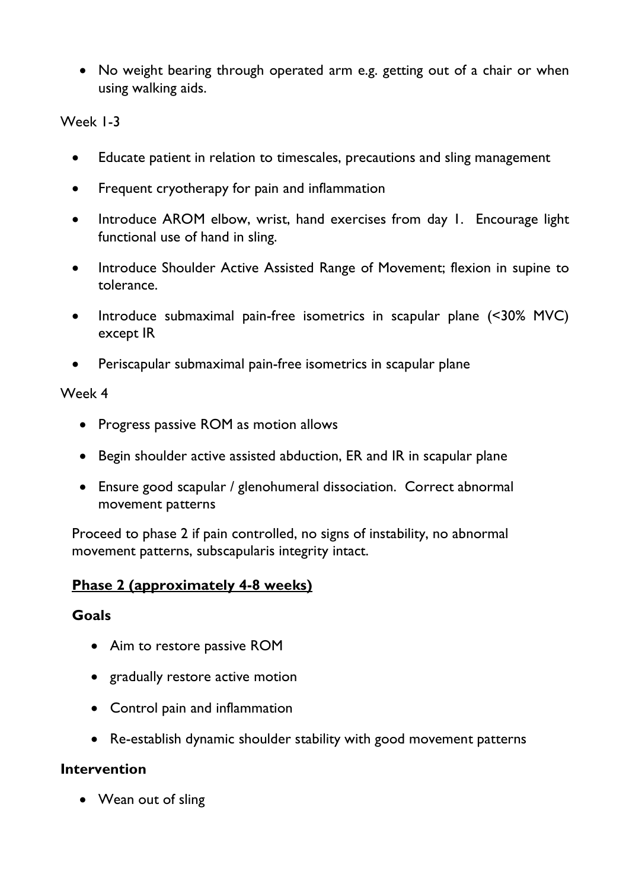- No weight bearing through operated arm e.g. getting out of a chair or when using walking aids.

Week 1-3

- Educate patient in relation to timescales, precautions and sling management
- Frequent cryotherapy for pain and inflammation
- Introduce AROM elbow, wrist, hand exercises from day 1. Encourage light functional use of hand in sling.
- Introduce Shoulder Active Assisted Range of Movement; flexion in supine to tolerance.
- Introduce submaximal pain-free isometrics in scapular plane (<30% MVC) except IR
- Periscapular submaximal pain-free isometrics in scapular plane

Week 4

- Progress passive ROM as motion allows
- Begin shoulder active assisted abduction, ER and IR in scapular plane
- Ensure good scapular / glenohumeral dissociation. Correct abnormal movement patterns

Proceed to phase 2 if pain controlled, no signs of instability, no abnormal movement patterns, subscapularis integrity intact.

## <u>Phase 2 (approximately 4-8 weeks)</u>

### Goals

- Aim to restore passive ROM
- gradually restore active motion
- Control pain and inflammation
- Re-establish dynamic shoulder stability with good movement patterns

### Intervention

- Wean out of sling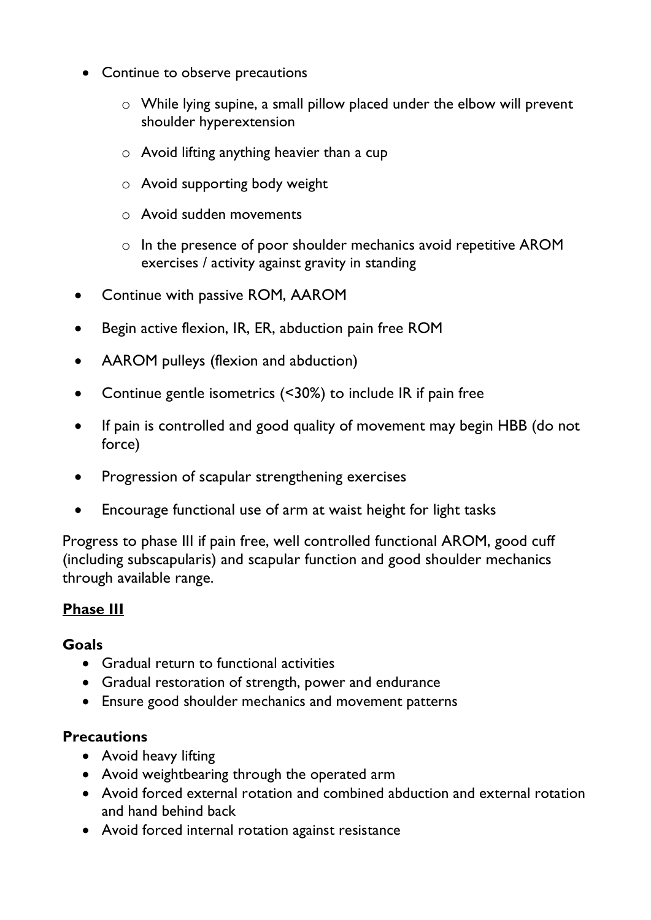- Continue to observe precautions
    - While lying supine, a small pillow placed under the elbow will prevent shoulder hyperextension
    - Avoid lifting anything heavier than a cup
    - Avoid supporting body weight
    - Avoid sudden movements
    - In the presence of poor shoulder mechanics avoid repetitive AROM exercises / activity against gravity in standing
- Continue with passive ROM, AAROM
- Begin active flexion, IR, ER, abduction pain free ROM
- AAROM pulleys (flexion and abduction)
- Continue gentle isometrics (<30%) to include IR if pain free
- If pain is controlled and good quality of movement may begin HBB (do not force)
- Progression of scapular strengthening exercises
- Encourage functional use of arm at waist height for light tasks

Progress to phase III if pain free, well controlled functional AROM, good cuff (including subscapularis) and scapular function and good shoulder mechanics through available range.

## **<u>Phase III</u>**

**Goals**

- Gradual return to functional activities
- Gradual restoration of strength, power and endurance
- Ensure good shoulder mechanics and movement patterns

**Precautions**

- Avoid heavy lifting
- Avoid weightbearing through the operated arm
- Avoid forced external rotation and combined abduction and external rotation and hand behind back
- Avoid forced internal rotation against resistance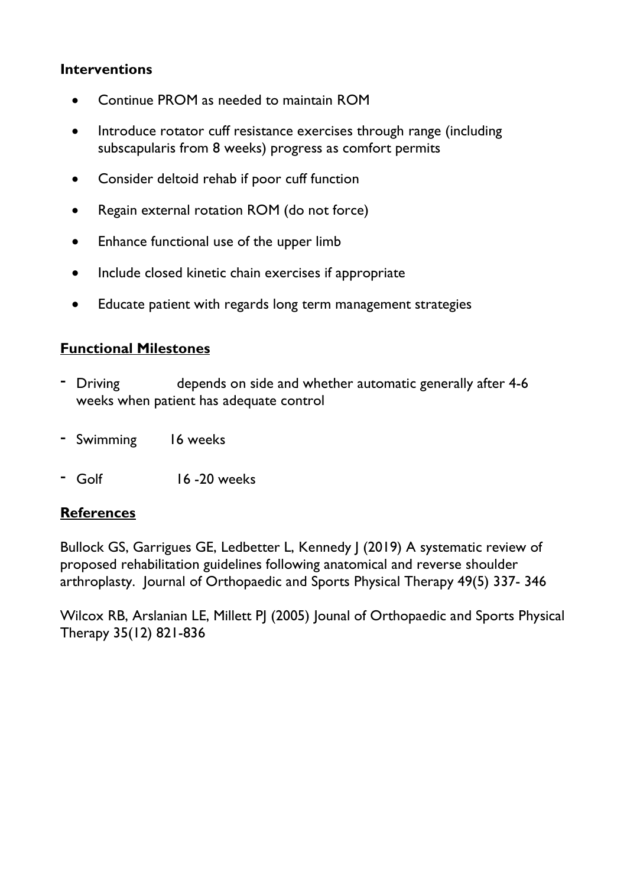**Interventions**

- Continue PROM as needed to maintain ROM
- Introduce rotator cuff resistance exercises through range (including subscapularis from 8 weeks) progress as comfort permits
- Consider deltoid rehab if poor cuff function
- Regain external rotation ROM (do not force)
- Enhance functional use of the upper limb
- Include closed kinetic chain exercises if appropriate
- Educate patient with regards long term management strategies

**Functional Milestones**

- Driving depends on side and whether automatic generally after 4-6 weeks when patient has adequate control
- Swimming 16 weeks
- Golf 16 -20 weeks

**References**

Bullock GS, Garrigues GE, Ledbetter L, Kennedy J (2019) A systematic review of proposed rehabilitation guidelines following anatomical and reverse shoulder arthroplasty. Journal of Orthopaedic and Sports Physical Therapy 49(5) 337- 346

Wilcox RB, Arslanian LE, Millett PJ (2005) Jounal of Orthopaedic and Sports Physical Therapy 35(12) 821-836